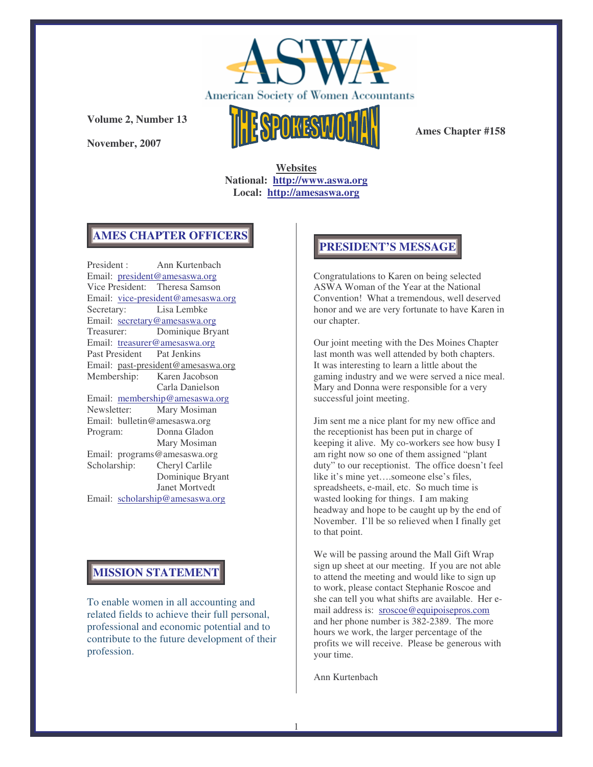# ASWA

American Society of Women Accountants

**Volume 2, Number 13**

**November, 2007**

# THE SPOKESWOMAN

**Ames Chapter #158**

**Websites**
**National: http://www.aswa.org**
**Local: http://amesaswa.org**

## AMES CHAPTER OFFICERS

President : Ann Kurtenbach
Email: president@amesaswa.org
Vice President: Theresa Samson
Email: vice-president@amesaswa.org
Secretary: Lisa Lembke
Email: secretary@amesaswa.org
Treasurer: Dominique Bryant
Email: treasurer@amesaswa.org
Past President Pat Jenkins
Email: past-president@amesaswa.org
Membership: Karen Jacobson
Carla Danielson
Email: membership@amesaswa.org
Newsletter: Mary Mosiman
Email: bulletin@amesaswa.org
Program: Donna Gladon
Mary Mosiman
Email: programs@amesaswa.org
Scholarship: Cheryl Carlile
Dominique Bryant
Janet Mortvedt
Email: scholarship@amesaswa.org

## MISSION STATEMENT

To enable women in all accounting and related fields to achieve their full personal, professional and economic potential and to contribute to the future development of their profession.

## PRESIDENT'S MESSAGE

Congratulations to Karen on being selected ASWA Woman of the Year at the National Convention! What a tremendous, well deserved honor and we are very fortunate to have Karen in our chapter.

Our joint meeting with the Des Moines Chapter last month was well attended by both chapters. It was interesting to learn a little about the gaming industry and we were served a nice meal. Mary and Donna were responsible for a very successful joint meeting.

Jim sent me a nice plant for my new office and the receptionist has been put in charge of keeping it alive. My co-workers see how busy I am right now so one of them assigned "plant duty" to our receptionist. The office doesn't feel like it's mine yet….someone else's files, spreadsheets, e-mail, etc. So much time is wasted looking for things. I am making headway and hope to be caught up by the end of November. I'll be so relieved when I finally get to that point.

We will be passing around the Mall Gift Wrap sign up sheet at our meeting. If you are not able to attend the meeting and would like to sign up to work, please contact Stephanie Roscoe and she can tell you what shifts are available. Her e-mail address is: sroscoe@equipoisepros.com and her phone number is 382-2389. The more hours we work, the larger percentage of the profits we will receive. Please be generous with your time.

Ann Kurtenbach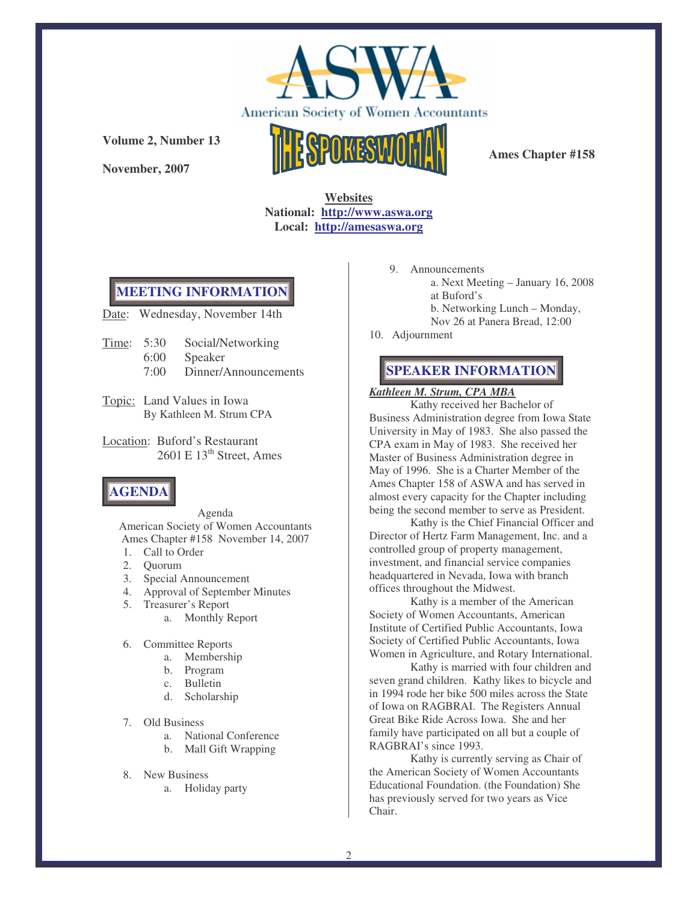American Society of Women Accountants

**Volume 2, Number 13**

**November, 2007**

# THE SPOKESWOMAN

**Ames Chapter #158**

**Websites**
**National: http://www.aswa.org**
**Local: http://amesaswa.org**

## MEETING INFORMATION

Date: Wednesday, November 14th

Time:
- 5:30 Social/Networking
- 6:00 Speaker
- 7:00 Dinner/Announcements

Topic: Land Values in Iowa
By Kathleen M. Strum CPA

Location: Buford's Restaurant
2601 E 13th Street, Ames

## AGENDA

Agenda
American Society of Women Accountants
Ames Chapter #158 November 14, 2007

1. Call to Order
2. Quorum
3. Special Announcement
4. Approval of September Minutes
5. Treasurer's Report
   a. Monthly Report
6. Committee Reports
   a. Membership
   b. Program
   c. Bulletin
   d. Scholarship
7. Old Business
   a. National Conference
   b. Mall Gift Wrapping
8. New Business
   a. Holiday party
9. Announcements
   a. Next Meeting – January 16, 2008 at Buford's
   b. Networking Lunch – Monday, Nov 26 at Panera Bread, 12:00
10. Adjournment

## SPEAKER INFORMATION

***Kathleen M. Strum, CPA MBA***

Kathy received her Bachelor of Business Administration degree from Iowa State University in May of 1983. She also passed the CPA exam in May of 1983. She received her Master of Business Administration degree in May of 1996. She is a Charter Member of the Ames Chapter 158 of ASWA and has served in almost every capacity for the Chapter including being the second member to serve as President.

Kathy is the Chief Financial Officer and Director of Hertz Farm Management, Inc. and a controlled group of property management, investment, and financial service companies headquartered in Nevada, Iowa with branch offices throughout the Midwest.

Kathy is a member of the American Society of Women Accountants, American Institute of Certified Public Accountants, Iowa Society of Certified Public Accountants, Iowa Women in Agriculture, and Rotary International.

Kathy is married with four children and seven grand children. Kathy likes to bicycle and in 1994 rode her bike 500 miles across the State of Iowa on RAGBRAI. The Registers Annual Great Bike Ride Across Iowa. She and her family have participated on all but a couple of RAGBRAI's since 1993.

Kathy is currently serving as Chair of the American Society of Women Accountants Educational Foundation. (the Foundation) She has previously served for two years as Vice Chair.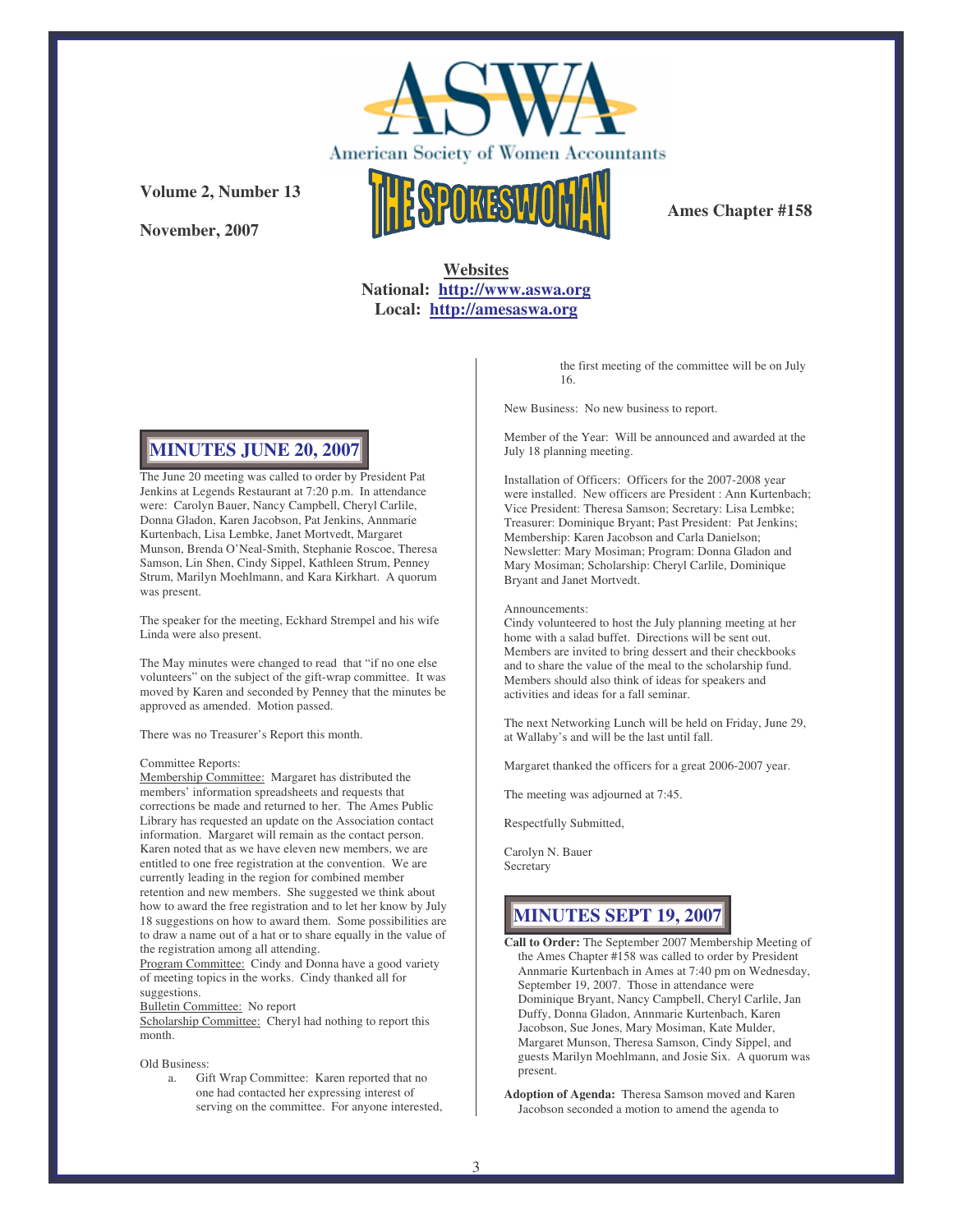American Society of Women Accountants

# THE SPOKESWOMAN

**Volume 2, Number 13**

**November, 2007**

**Ames Chapter #158**

**Websites**
**National: http://www.aswa.org**
**Local: http://amesaswa.org**

## MINUTES JUNE 20, 2007

The June 20 meeting was called to order by President Pat Jenkins at Legends Restaurant at 7:20 p.m. In attendance were: Carolyn Bauer, Nancy Campbell, Cheryl Carlile, Donna Gladon, Karen Jacobson, Pat Jenkins, Annmarie Kurtenbach, Lisa Lembke, Janet Mortvedt, Margaret Munson, Brenda O'Neal-Smith, Stephanie Roscoe, Theresa Samson, Lin Shen, Cindy Sippel, Kathleen Strum, Penney Strum, Marilyn Moehlmann, and Kara Kirkhart. A quorum was present.

The speaker for the meeting, Eckhard Strempel and his wife Linda were also present.

The May minutes were changed to read that "if no one else volunteers" on the subject of the gift-wrap committee. It was moved by Karen and seconded by Penney that the minutes be approved as amended. Motion passed.

There was no Treasurer's Report this month.

Committee Reports:
Membership Committee: Margaret has distributed the members' information spreadsheets and requests that corrections be made and returned to her. The Ames Public Library has requested an update on the Association contact information. Margaret will remain as the contact person. Karen noted that as we have eleven new members, we are entitled to one free registration at the convention. We are currently leading in the region for combined member retention and new members. She suggested we think about how to award the free registration and to let her know by July 18 suggestions on how to award them. Some possibilities are to draw a name out of a hat or to share equally in the value of the registration among all attending.
Program Committee: Cindy and Donna have a good variety of meeting topics in the works. Cindy thanked all for suggestions.
Bulletin Committee: No report
Scholarship Committee: Cheryl had nothing to report this month.

Old Business:

a. Gift Wrap Committee: Karen reported that no one had contacted her expressing interest of serving on the committee. For anyone interested, the first meeting of the committee will be on July 16.

New Business: No new business to report.

Member of the Year: Will be announced and awarded at the July 18 planning meeting.

Installation of Officers: Officers for the 2007-2008 year were installed. New officers are President : Ann Kurtenbach; Vice President: Theresa Samson; Secretary: Lisa Lembke; Treasurer: Dominique Bryant; Past President: Pat Jenkins; Membership: Karen Jacobson and Carla Danielson; Newsletter: Mary Mosiman; Program: Donna Gladon and Mary Mosiman; Scholarship: Cheryl Carlile, Dominique Bryant and Janet Mortvedt.

Announcements:
Cindy volunteered to host the July planning meeting at her home with a salad buffet. Directions will be sent out. Members are invited to bring dessert and their checkbooks and to share the value of the meal to the scholarship fund. Members should also think of ideas for speakers and activities and ideas for a fall seminar.

The next Networking Lunch will be held on Friday, June 29, at Wallaby's and will be the last until fall.

Margaret thanked the officers for a great 2006-2007 year.

The meeting was adjourned at 7:45.

Respectfully Submitted,

Carolyn N. Bauer
Secretary

## MINUTES SEPT 19, 2007

**Call to Order:** The September 2007 Membership Meeting of the Ames Chapter #158 was called to order by President Annmarie Kurtenbach in Ames at 7:40 pm on Wednesday, September 19, 2007. Those in attendance were Dominique Bryant, Nancy Campbell, Cheryl Carlile, Jan Duffy, Donna Gladon, Annmarie Kurtenbach, Karen Jacobson, Sue Jones, Mary Mosiman, Kate Mulder, Margaret Munson, Theresa Samson, Cindy Sippel, and guests Marilyn Moehlmann, and Josie Six. A quorum was present.

**Adoption of Agenda:** Theresa Samson moved and Karen Jacobson seconded a motion to amend the agenda to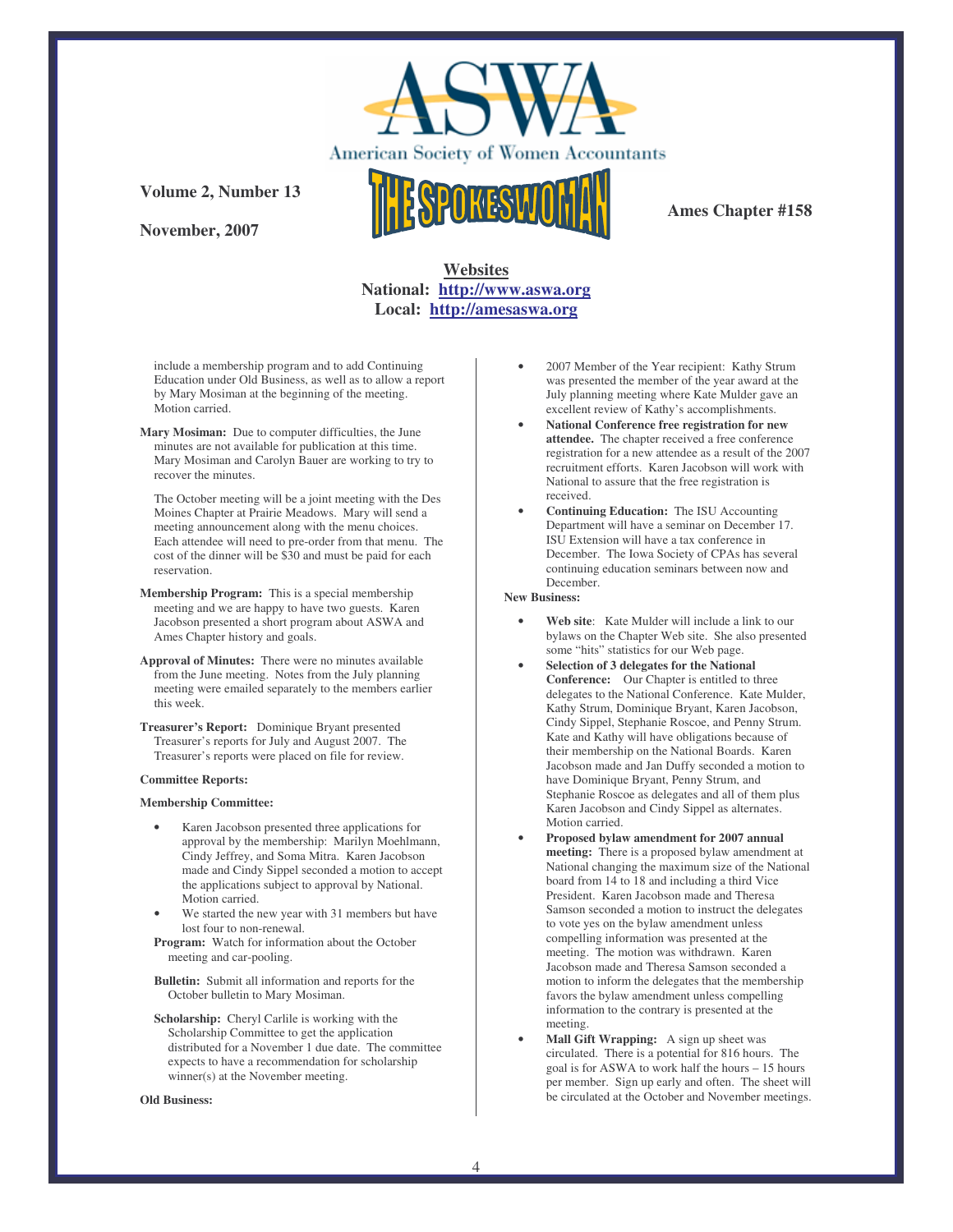Volume 2, Number 13

November, 2007

American Society of Women Accountants

**THE SPOKESWOMAN**

**Ames Chapter #158**

**Websites**
**National: http://www.aswa.org**
**Local: http://amesaswa.org**

include a membership program and to add Continuing Education under Old Business, as well as to allow a report by Mary Mosiman at the beginning of the meeting. Motion carried.

**Mary Mosiman:** Due to computer difficulties, the June minutes are not available for publication at this time. Mary Mosiman and Carolyn Bauer are working to try to recover the minutes.

The October meeting will be a joint meeting with the Des Moines Chapter at Prairie Meadows. Mary will send a meeting announcement along with the menu choices. Each attendee will need to pre-order from that menu. The cost of the dinner will be $30 and must be paid for each reservation.

**Membership Program:** This is a special membership meeting and we are happy to have two guests. Karen Jacobson presented a short program about ASWA and Ames Chapter history and goals.

**Approval of Minutes:** There were no minutes available from the June meeting. Notes from the July planning meeting were emailed separately to the members earlier this week.

**Treasurer's Report:** Dominique Bryant presented Treasurer's reports for July and August 2007. The Treasurer's reports were placed on file for review.

**Committee Reports:**

**Membership Committee:**

- Karen Jacobson presented three applications for approval by the membership: Marilyn Moehlmann, Cindy Jeffrey, and Soma Mitra. Karen Jacobson made and Cindy Sippel seconded a motion to accept the applications subject to approval by National. Motion carried.
- We started the new year with 31 members but have lost four to non-renewal.

**Program:** Watch for information about the October meeting and car-pooling.

**Bulletin:** Submit all information and reports for the October bulletin to Mary Mosiman.

**Scholarship:** Cheryl Carlile is working with the Scholarship Committee to get the application distributed for a November 1 due date. The committee expects to have a recommendation for scholarship winner(s) at the November meeting.

**Old Business:**

- 2007 Member of the Year recipient: Kathy Strum was presented the member of the year award at the July planning meeting where Kate Mulder gave an excellent review of Kathy's accomplishments.
- **National Conference free registration for new attendee.** The chapter received a free conference registration for a new attendee as a result of the 2007 recruitment efforts. Karen Jacobson will work with National to assure that the free registration is received.
- **Continuing Education:** The ISU Accounting Department will have a seminar on December 17. ISU Extension will have a tax conference in December. The Iowa Society of CPAs has several continuing education seminars between now and December.

**New Business:**

- **Web site**: Kate Mulder will include a link to our bylaws on the Chapter Web site. She also presented some "hits" statistics for our Web page.
- **Selection of 3 delegates for the National Conference:** Our Chapter is entitled to three delegates to the National Conference. Kate Mulder, Kathy Strum, Dominique Bryant, Karen Jacobson, Cindy Sippel, Stephanie Roscoe, and Penny Strum. Kate and Kathy will have obligations because of their membership on the National Boards. Karen Jacobson made and Jan Duffy seconded a motion to have Dominique Bryant, Penny Strum, and Stephanie Roscoe as delegates and all of them plus Karen Jacobson and Cindy Sippel as alternates. Motion carried.
- **Proposed bylaw amendment for 2007 annual meeting:** There is a proposed bylaw amendment at National changing the maximum size of the National board from 14 to 18 and including a third Vice President. Karen Jacobson made and Theresa Samson seconded a motion to instruct the delegates to vote yes on the bylaw amendment unless compelling information was presented at the meeting. The motion was withdrawn. Karen Jacobson made and Theresa Samson seconded a motion to inform the delegates that the membership favors the bylaw amendment unless compelling information to the contrary is presented at the meeting.
- **Mall Gift Wrapping:** A sign up sheet was circulated. There is a potential for 816 hours. The goal is for ASWA to work half the hours – 15 hours per member. Sign up early and often. The sheet will be circulated at the October and November meetings.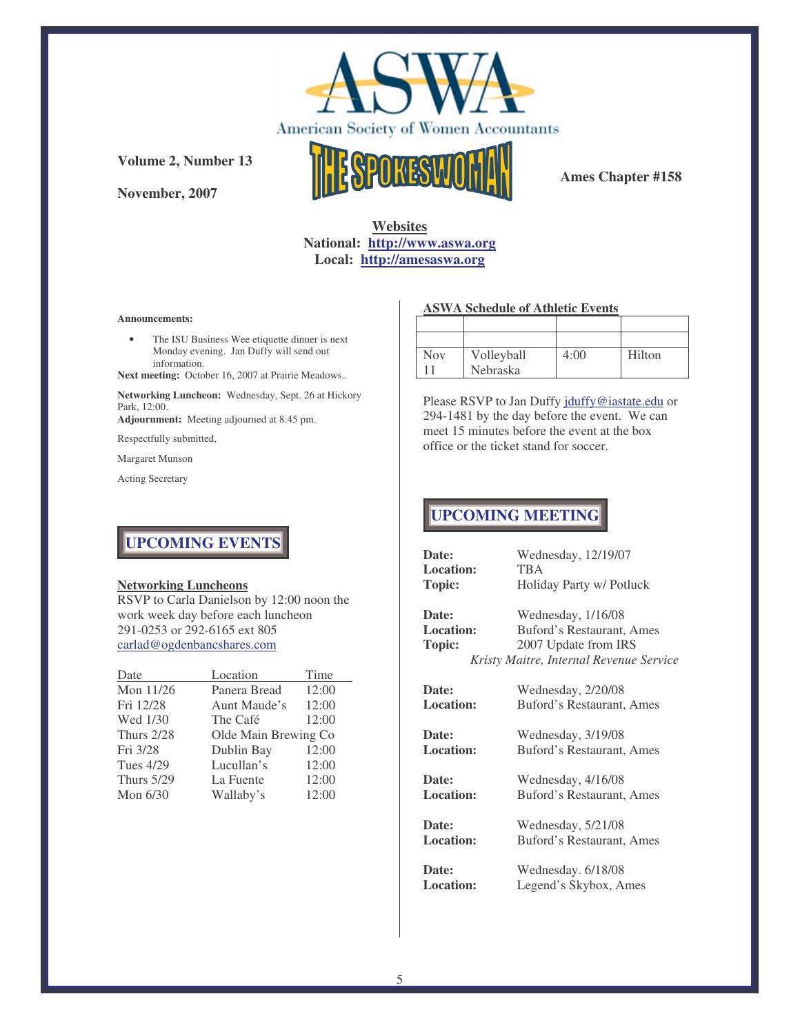American Society of Women Accountants

# THE SPOKESWOMAN

**Volume 2, Number 13**

**November, 2007**

**Ames Chapter #158**

**Websites**
**National: http://www.aswa.org**
**Local: http://amesaswa.org**

**Announcements:**

- The ISU Business Wee etiquette dinner is next Monday evening. Jan Duffy will send out information.

**Next meeting:** October 16, 2007 at Prairie Meadows..

**Networking Luncheon:** Wednesday, Sept. 26 at Hickory Park, 12:00.

**Adjournment:** Meeting adjourned at 8:45 pm.

Respectfully submitted,

Margaret Munson

Acting Secretary

## UPCOMING EVENTS

**Networking Luncheons**

RSVP to Carla Danielson by 12:00 noon the work week day before each luncheon
291-0253 or 292-6165 ext 805
carlad@ogdenbancshares.com

| Date | Location | Time |
|---|---|---|
| Mon 11/26 | Panera Bread | 12:00 |
| Fri 12/28 | Aunt Maude's | 12:00 |
| Wed 1/30 | The Café | 12:00 |
| Thurs 2/28 | Olde Main Brewing Co | |
| Fri 3/28 | Dublin Bay | 12:00 |
| Tues 4/29 | Lucullan's | 12:00 |
| Thurs 5/29 | La Fuente | 12:00 |
| Mon 6/30 | Wallaby's | 12:00 |

**ASWA Schedule of Athletic Events**

| | | | |
|---|---|---|---|
| | | | |
| Nov 11 | Volleyball Nebraska | 4:00 | Hilton |

Please RSVP to Jan Duffy jduffy@iastate.edu or 294-1481 by the day before the event. We can meet 15 minutes before the event at the box office or the ticket stand for soccer.

## UPCOMING MEETING

**Date:** Wednesday, 12/19/07
**Location:** TBA
**Topic:** Holiday Party w/ Potluck

**Date:** Wednesday, 1/16/08
**Location:** Buford's Restaurant, Ames
**Topic:** 2007 Update from IRS
*Kristy Maitre, Internal Revenue Service*

**Date:** Wednesday, 2/20/08
**Location:** Buford's Restaurant, Ames

**Date:** Wednesday, 3/19/08
**Location:** Buford's Restaurant, Ames

**Date:** Wednesday, 4/16/08
**Location:** Buford's Restaurant, Ames

**Date:** Wednesday, 5/21/08
**Location:** Buford's Restaurant, Ames

**Date:** Wednesday. 6/18/08
**Location:** Legend's Skybox, Ames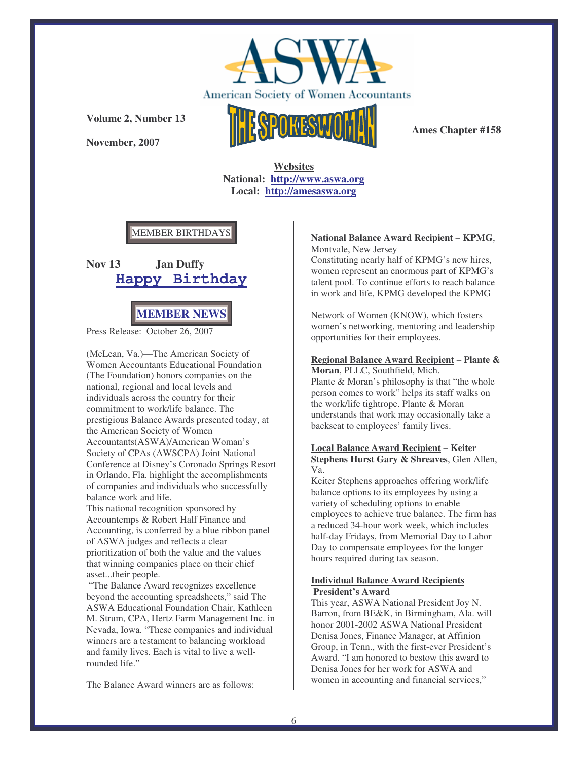American Society of Women Accountants

Volume 2, Number 13

November, 2007

# THE SPOKESWOMAN

Ames Chapter #158

**Websites**
**National: http://www.aswa.org**
**Local: http://amesaswa.org**

MEMBER BIRTHDAYS

**Nov 13 Jan Duffy**
**Happy Birthday**

## MEMBER NEWS

Press Release: October 26, 2007

(McLean, Va.)—The American Society of Women Accountants Educational Foundation (The Foundation) honors companies on the national, regional and local levels and individuals across the country for their commitment to work/life balance. The prestigious Balance Awards presented today, at the American Society of Women Accountants(ASWA)/American Woman's Society of CPAs (AWSCPA) Joint National Conference at Disney's Coronado Springs Resort in Orlando, Fla. highlight the accomplishments of companies and individuals who successfully balance work and life.

This national recognition sponsored by Accountemps & Robert Half Finance and Accounting, is conferred by a blue ribbon panel of ASWA judges and reflects a clear prioritization of both the value and the values that winning companies place on their chief asset...their people.

"The Balance Award recognizes excellence beyond the accounting spreadsheets," said The ASWA Educational Foundation Chair, Kathleen M. Strum, CPA, Hertz Farm Management Inc. in Nevada, Iowa. "These companies and individual winners are a testament to balancing workload and family lives. Each is vital to live a well-rounded life."

The Balance Award winners are as follows:

**National Balance Award Recipient – KPMG**, Montvale, New Jersey
Constituting nearly half of KPMG's new hires, women represent an enormous part of KPMG's talent pool. To continue efforts to reach balance in work and life, KPMG developed the KPMG Network of Women (KNOW), which fosters women's networking, mentoring and leadership opportunities for their employees.

**Regional Balance Award Recipient – Plante & Moran**, PLLC, Southfield, Mich.
Plante & Moran's philosophy is that "the whole person comes to work" helps its staff walks on the work/life tightrope. Plante & Moran understands that work may occasionally take a backseat to employees' family lives.

**Local Balance Award Recipient – Keiter Stephens Hurst Gary & Shreaves**, Glen Allen, Va.
Keiter Stephens approaches offering work/life balance options to its employees by using a variety of scheduling options to enable employees to achieve true balance. The firm has a reduced 34-hour work week, which includes half-day Fridays, from Memorial Day to Labor Day to compensate employees for the longer hours required during tax season.

**Individual Balance Award Recipients**
**President's Award**
This year, ASWA National President Joy N. Barron, from BE&K, in Birmingham, Ala. will honor 2001-2002 ASWA National President Denisa Jones, Finance Manager, at Affinion Group, in Tenn., with the first-ever President's Award. "I am honored to bestow this award to Denisa Jones for her work for ASWA and women in accounting and financial services,"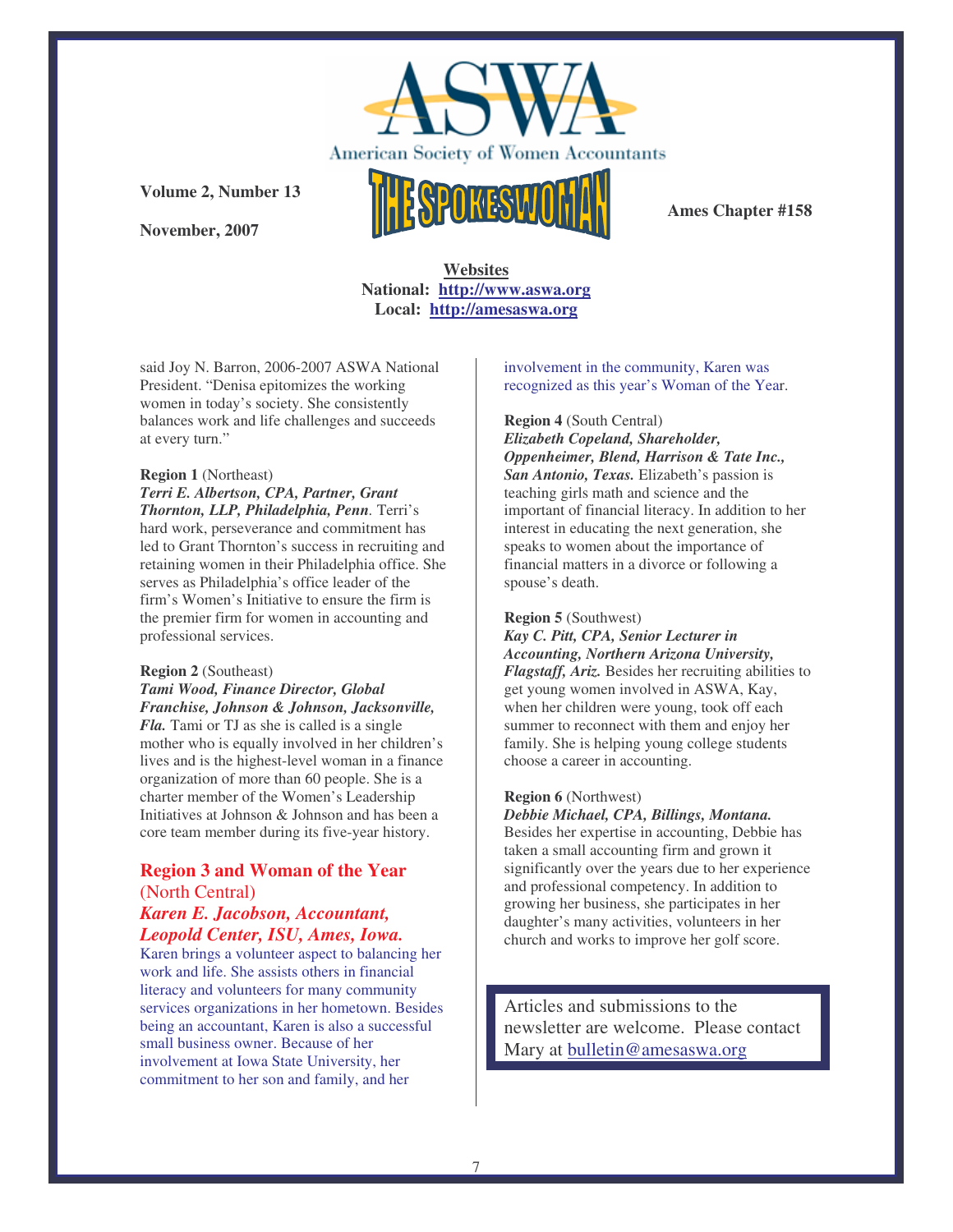Volume 2, Number 13

November, 2007

American Society of Women Accountants

THE SPOKESWOMAN

Ames Chapter #158

**Websites**
**National: http://www.aswa.org**
**Local: http://amesaswa.org**

said Joy N. Barron, 2006-2007 ASWA National President. "Denisa epitomizes the working women in today's society. She consistently balances work and life challenges and succeeds at every turn."

**Region 1** (Northeast)
***Terri E. Albertson, CPA, Partner, Grant Thornton, LLP, Philadelphia, Penn***. Terri's hard work, perseverance and commitment has led to Grant Thornton's success in recruiting and retaining women in their Philadelphia office. She serves as Philadelphia's office leader of the firm's Women's Initiative to ensure the firm is the premier firm for women in accounting and professional services.

**Region 2** (Southeast)
***Tami Wood, Finance Director, Global Franchise, Johnson & Johnson, Jacksonville, Fla.*** Tami or TJ as she is called is a single mother who is equally involved in her children's lives and is the highest-level woman in a finance organization of more than 60 people. She is a charter member of the Women's Leadership Initiatives at Johnson & Johnson and has been a core team member during its five-year history.

## Region 3 and Woman of the Year
(North Central)
***Karen E. Jacobson, Accountant, Leopold Center, ISU, Ames, Iowa.***
Karen brings a volunteer aspect to balancing her work and life. She assists others in financial literacy and volunteers for many community services organizations in her hometown. Besides being an accountant, Karen is also a successful small business owner. Because of her involvement at Iowa State University, her commitment to her son and family, and her involvement in the community, Karen was recognized as this year's Woman of the Year.

**Region 4** (South Central)
***Elizabeth Copeland, Shareholder, Oppenheimer, Blend, Harrison & Tate Inc., San Antonio, Texas.*** Elizabeth's passion is teaching girls math and science and the important of financial literacy. In addition to her interest in educating the next generation, she speaks to women about the importance of financial matters in a divorce or following a spouse's death.

**Region 5** (Southwest)
***Kay C. Pitt, CPA, Senior Lecturer in Accounting, Northern Arizona University, Flagstaff, Ariz.*** Besides her recruiting abilities to get young women involved in ASWA, Kay, when her children were young, took off each summer to reconnect with them and enjoy her family. She is helping young college students choose a career in accounting.

**Region 6** (Northwest)
***Debbie Michael, CPA, Billings, Montana.***
Besides her expertise in accounting, Debbie has taken a small accounting firm and grown it significantly over the years due to her experience and professional competency. In addition to growing her business, she participates in her daughter's many activities, volunteers in her church and works to improve her golf score.

Articles and submissions to the newsletter are welcome. Please contact Mary at bulletin@amesaswa.org